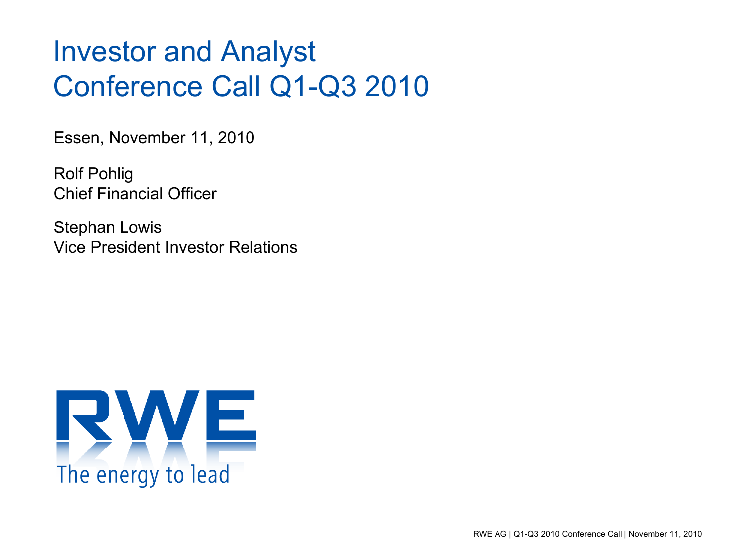# Investor and Analyst Conference Call Q1-Q3 2010

Essen, November 11, 2010

Rolf Pohlig
Chief Financial Officer

Stephan Lowis
Vice President Investor Relations

RWE
The energy to lead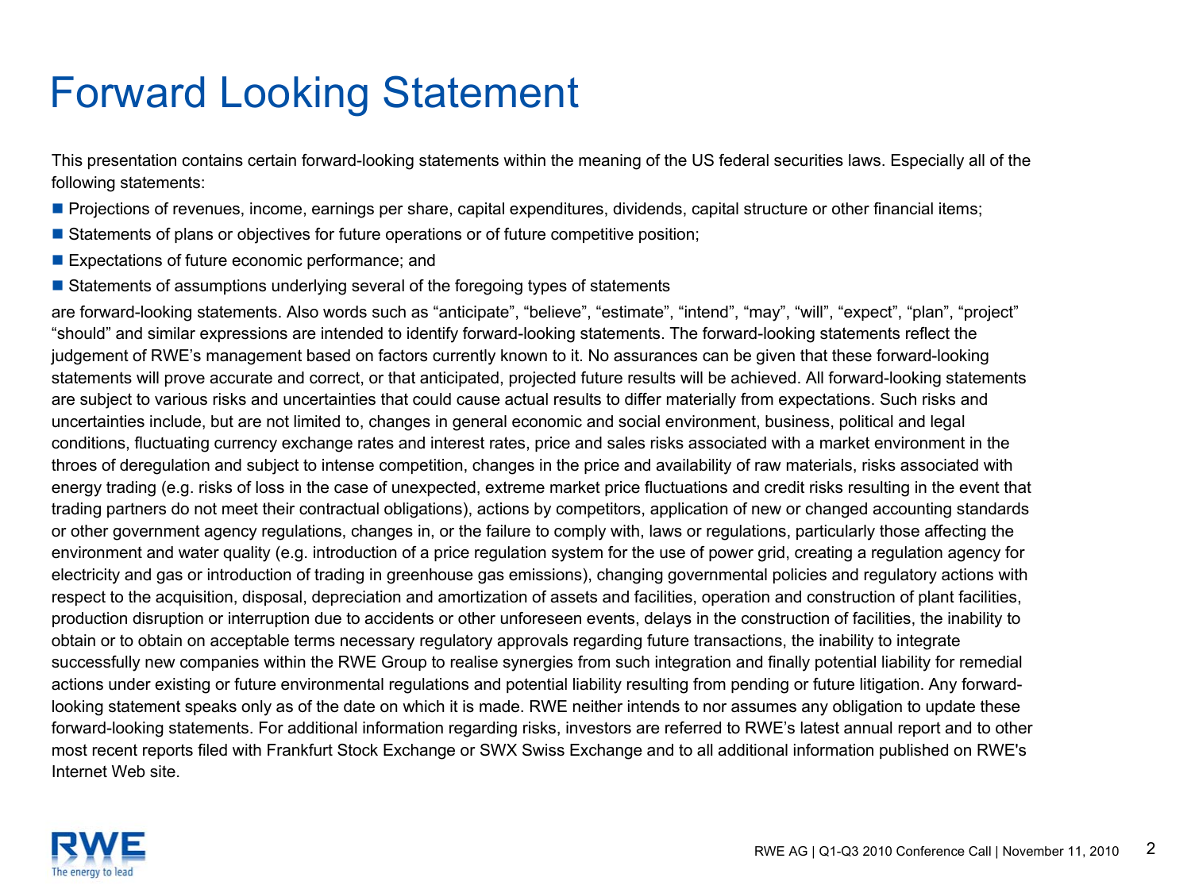# Forward Looking Statement

This presentation contains certain forward-looking statements within the meaning of the US federal securities laws. Especially all of the following statements:

- Projections of revenues, income, earnings per share, capital expenditures, dividends, capital structure or other financial items;
- Statements of plans or objectives for future operations or of future competitive position;
- Expectations of future economic performance; and
- Statements of assumptions underlying several of the foregoing types of statements

are forward-looking statements. Also words such as "anticipate", "believe", "estimate", "intend", "may", "will", "expect", "plan", "project" "should" and similar expressions are intended to identify forward-looking statements. The forward-looking statements reflect the judgement of RWE's management based on factors currently known to it. No assurances can be given that these forward-looking statements will prove accurate and correct, or that anticipated, projected future results will be achieved. All forward-looking statements are subject to various risks and uncertainties that could cause actual results to differ materially from expectations. Such risks and uncertainties include, but are not limited to, changes in general economic and social environment, business, political and legal conditions, fluctuating currency exchange rates and interest rates, price and sales risks associated with a market environment in the throes of deregulation and subject to intense competition, changes in the price and availability of raw materials, risks associated with energy trading (e.g. risks of loss in the case of unexpected, extreme market price fluctuations and credit risks resulting in the event that trading partners do not meet their contractual obligations), actions by competitors, application of new or changed accounting standards or other government agency regulations, changes in, or the failure to comply with, laws or regulations, particularly those affecting the environment and water quality (e.g. introduction of a price regulation system for the use of power grid, creating a regulation agency for electricity and gas or introduction of trading in greenhouse gas emissions), changing governmental policies and regulatory actions with respect to the acquisition, disposal, depreciation and amortization of assets and facilities, operation and construction of plant facilities, production disruption or interruption due to accidents or other unforeseen events, delays in the construction of facilities, the inability to obtain or to obtain on acceptable terms necessary regulatory approvals regarding future transactions, the inability to integrate successfully new companies within the RWE Group to realise synergies from such integration and finally potential liability for remedial actions under existing or future environmental regulations and potential liability resulting from pending or future litigation. Any forward-looking statement speaks only as of the date on which it is made. RWE neither intends to nor assumes any obligation to update these forward-looking statements. For additional information regarding risks, investors are referred to RWE's latest annual report and to other most recent reports filed with Frankfurt Stock Exchange or SWX Swiss Exchange and to all additional information published on RWE's Internet Web site.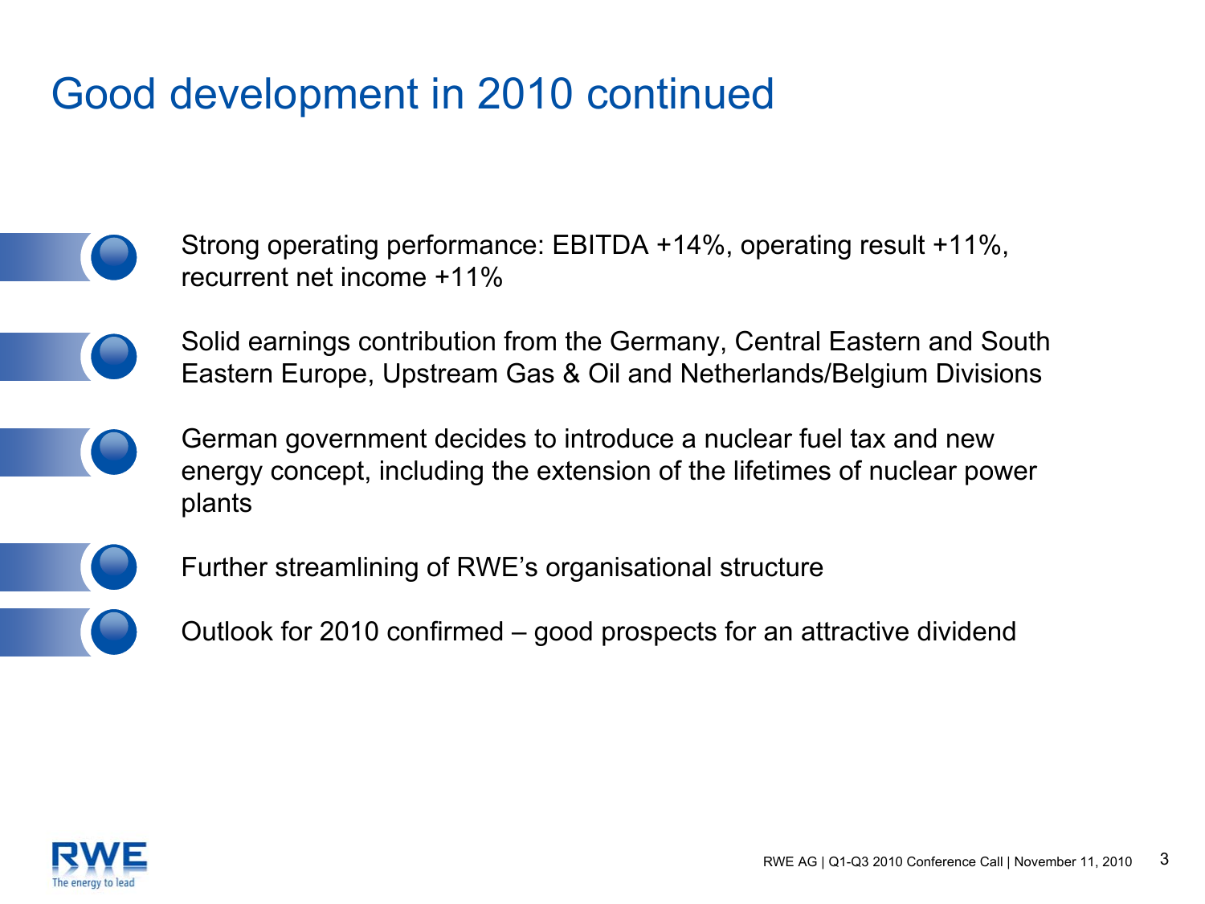# Good development in 2010 continued

- Strong operating performance: EBITDA +14%, operating result +11%, recurrent net income +11%
- Solid earnings contribution from the Germany, Central Eastern and South Eastern Europe, Upstream Gas & Oil and Netherlands/Belgium Divisions
- German government decides to introduce a nuclear fuel tax and new energy concept, including the extension of the lifetimes of nuclear power plants
- Further streamlining of RWE's organisational structure
- Outlook for 2010 confirmed – good prospects for an attractive dividend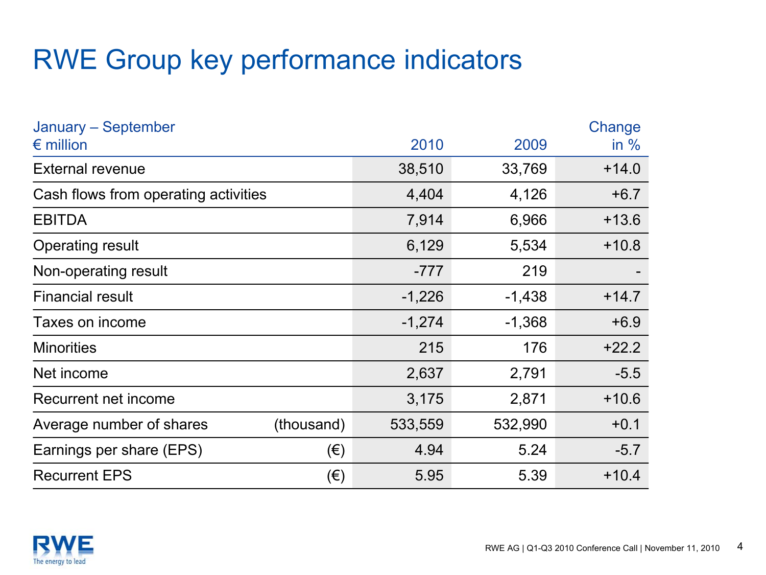# RWE Group key performance indicators

| January – September<br>€ million | | 2010 | 2009 | Change in % |
|---|---|---|---|---|
| External revenue | | 38,510 | 33,769 | +14.0 |
| Cash flows from operating activities | | 4,404 | 4,126 | +6.7 |
| EBITDA | | 7,914 | 6,966 | +13.6 |
| Operating result | | 6,129 | 5,534 | +10.8 |
| Non-operating result | | -777 | 219 | - |
| Financial result | | -1,226 | -1,438 | +14.7 |
| Taxes on income | | -1,274 | -1,368 | +6.9 |
| Minorities | | 215 | 176 | +22.2 |
| Net income | | 2,637 | 2,791 | -5.5 |
| Recurrent net income | | 3,175 | 2,871 | +10.6 |
| Average number of shares | (thousand) | 533,559 | 532,990 | +0.1 |
| Earnings per share (EPS) | (€) | 4.94 | 5.24 | -5.7 |
| Recurrent EPS | (€) | 5.95 | 5.39 | +10.4 |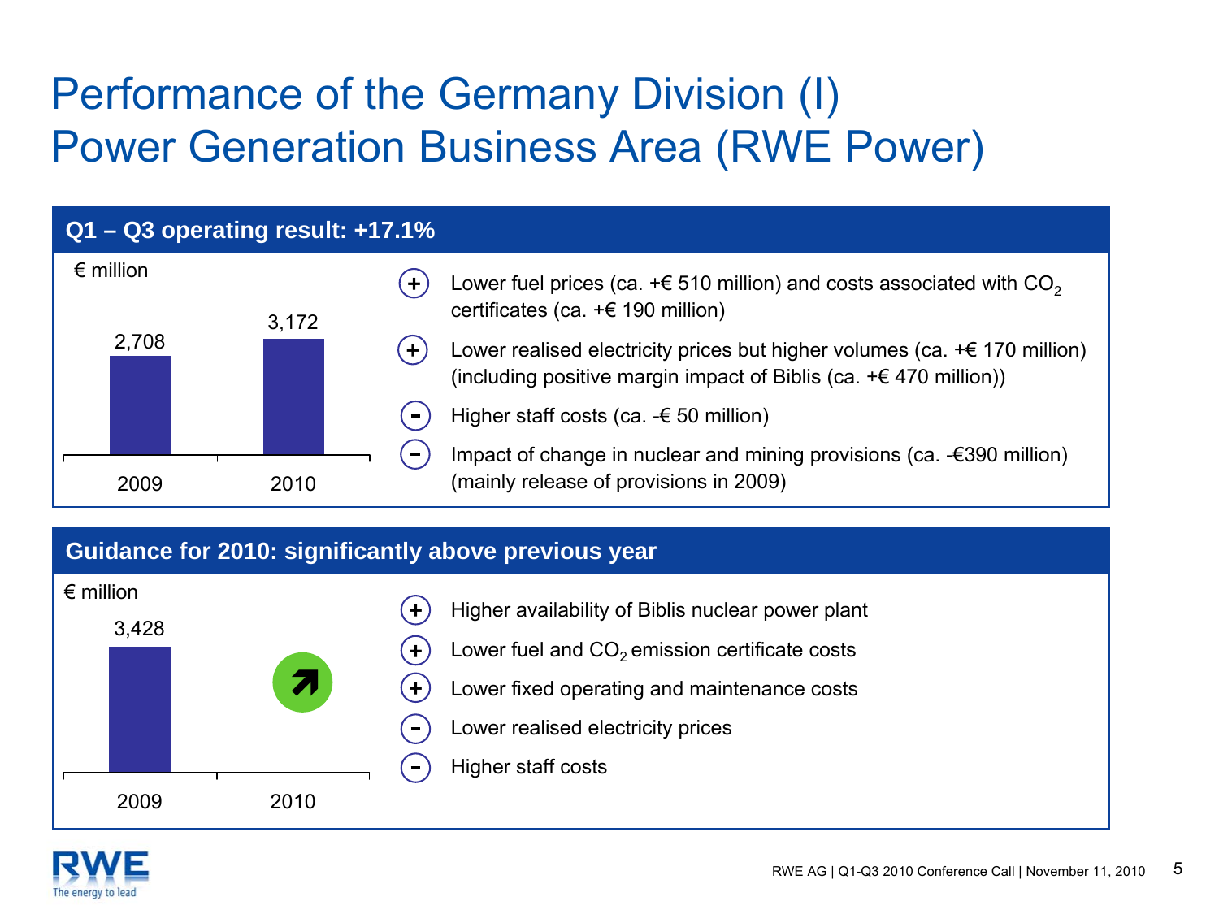# Performance of the Germany Division (I)
# Power Generation Business Area (RWE Power)

## Q1 – Q3 operating result: +17.1%

€ million

| | 2009 | 2010 |
|---|---|---|
| Operating result | 2,708 | 3,172 |

- (+) Lower fuel prices (ca. +€ 510 million) and costs associated with $CO_2$ certificates (ca. +€ 190 million)
- (+) Lower realised electricity prices but higher volumes (ca. +€ 170 million) (including positive margin impact of Biblis (ca. +€ 470 million))
- (-) Higher staff costs (ca. -€ 50 million)
- (-) Impact of change in nuclear and mining provisions (ca. -€390 million) (mainly release of provisions in 2009)

## Guidance for 2010: significantly above previous year

€ million

| | 2009 | 2010 |
|---|---|---|
| Operating result | 3,428 | ↗ |

- (+) Higher availability of Biblis nuclear power plant
- (+) Lower fuel and $CO_2$ emission certificate costs
- (+) Lower fixed operating and maintenance costs
- (-) Lower realised electricity prices
- (-) Higher staff costs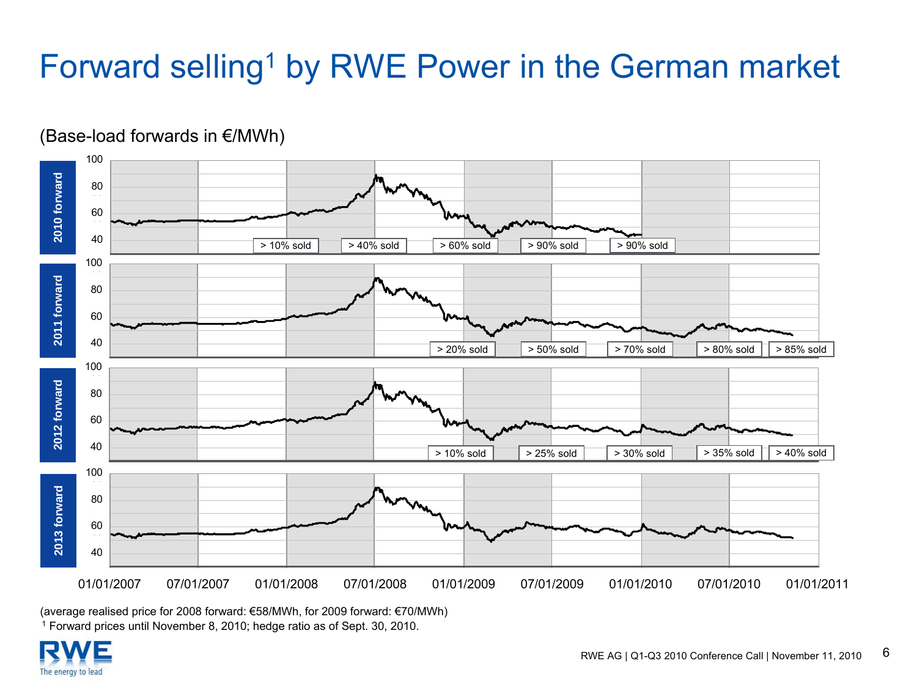# Forward selling[1] by RWE Power in the German market

(Base-load forwards in €/MWh)

**2010 forward**: > 10% sold | > 40% sold | > 60% sold | > 90% sold | > 90% sold

**2011 forward**: > 20% sold | > 50% sold | > 70% sold | > 80% sold | > 85% sold

**2012 forward**: > 10% sold | > 25% sold | > 30% sold | > 35% sold | > 40% sold

**2013 forward**

01/01/2007 | 07/01/2007 | 01/01/2008 | 07/01/2008 | 01/01/2009 | 07/01/2009 | 01/01/2010 | 07/01/2010 | 01/01/2011

(average realised price for 2008 forward: €58/MWh, for 2009 forward: €70/MWh)

[1] Forward prices until November 8, 2010; hedge ratio as of Sept. 30, 2010.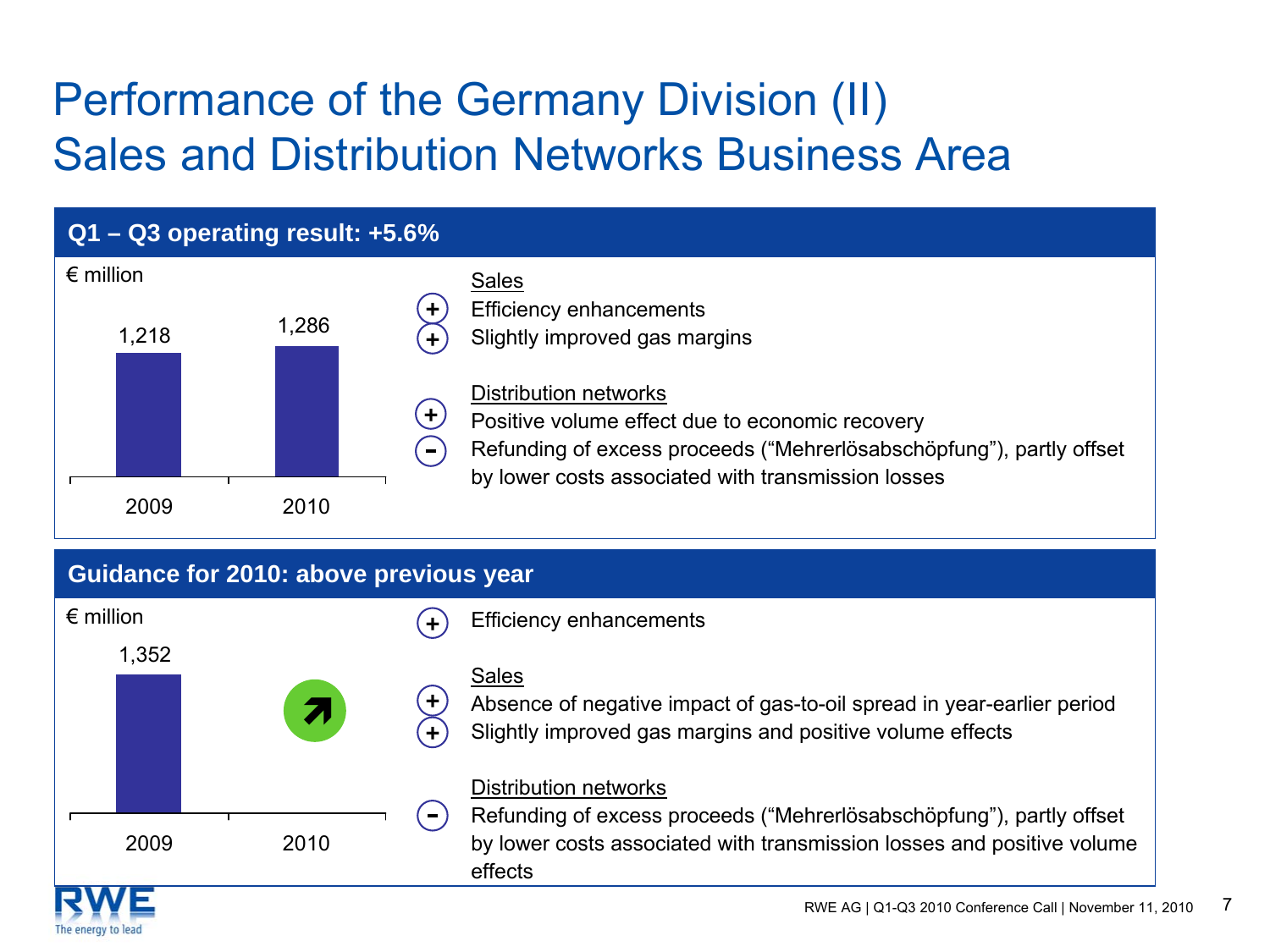# Performance of the Germany Division (II)
# Sales and Distribution Networks Business Area

## Q1 – Q3 operating result: +5.6%

€ million

| | 2009 | 2010 |
|---|---|---|
| Operating result | 1,218 | 1,286 |

**Sales**

- (+) Efficiency enhancements
- (+) Slightly improved gas margins

**Distribution networks**

- (+) Positive volume effect due to economic recovery
- (-) Refunding of excess proceeds (“Mehrerlösabschöpfung”), partly offset by lower costs associated with transmission losses

## Guidance for 2010: above previous year

€ million

| | 2009 | 2010 |
|---|---|---|
| Operating result | 1,352 | ↗ |

- (+) Efficiency enhancements

**Sales**

- (+) Absence of negative impact of gas-to-oil spread in year-earlier period
- (+) Slightly improved gas margins and positive volume effects

**Distribution networks**

- (-) Refunding of excess proceeds (“Mehrerlösabschöpfung”), partly offset by lower costs associated with transmission losses and positive volume effects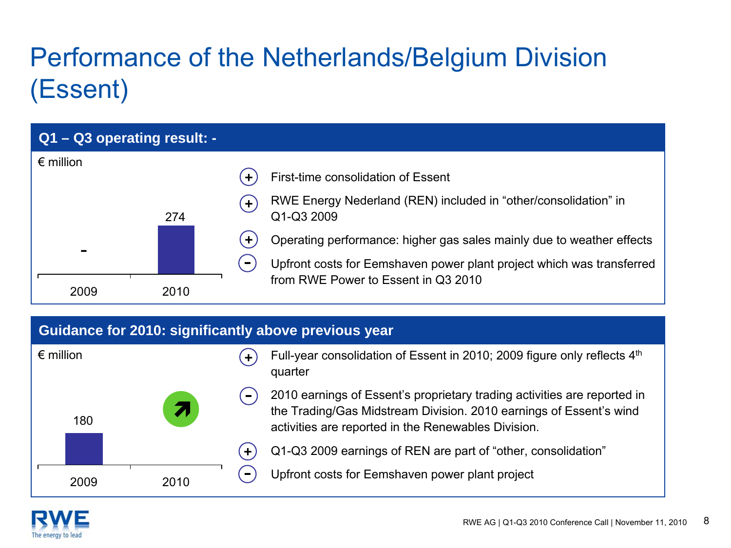# Performance of the Netherlands/Belgium Division (Essent)

## Q1 – Q3 operating result: -

€ million

| 2009 | 2010 |
|---|---|
| - | 274 |

- (+) First-time consolidation of Essent
- (+) RWE Energy Nederland (REN) included in "other/consolidation" in Q1-Q3 2009
- (+) Operating performance: higher gas sales mainly due to weather effects
- (-) Upfront costs for Eemshaven power plant project which was transferred from RWE Power to Essent in Q3 2010

## Guidance for 2010: significantly above previous year

€ million

| 2009 | 2010 |
|---|---|
| 180 | ↗ |

- (+) Full-year consolidation of Essent in 2010; 2009 figure only reflects 4th quarter
- (-) 2010 earnings of Essent's proprietary trading activities are reported in the Trading/Gas Midstream Division. 2010 earnings of Essent's wind activities are reported in the Renewables Division.
- (+) Q1-Q3 2009 earnings of REN are part of "other, consolidation"
- (-) Upfront costs for Eemshaven power plant project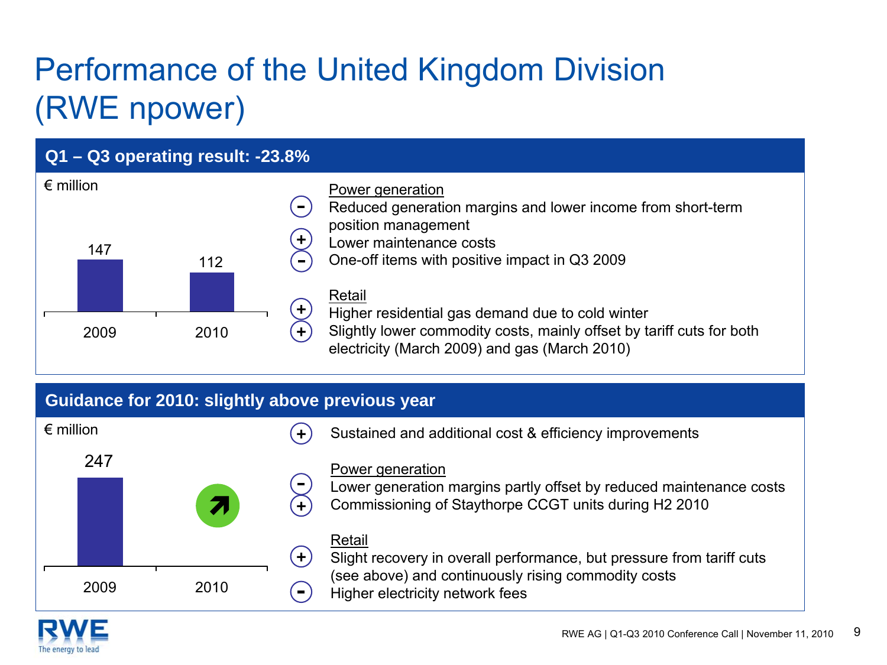# Performance of the United Kingdom Division (RWE npower)

## Q1 – Q3 operating result: -23.8%

€ million

| 2009 | 2010 |
|---|---|
| 147 | 112 |

Power generation

- (–) Reduced generation margins and lower income from short-term position management
- (+) Lower maintenance costs
- (–) One-off items with positive impact in Q3 2009

Retail

- (+) Higher residential gas demand due to cold winter
- (+) Slightly lower commodity costs, mainly offset by tariff cuts for both electricity (March 2009) and gas (March 2010)

## Guidance for 2010: slightly above previous year

€ million

| 2009 | 2010 |
|---|---|
| 247 | ↗ |

- (+) Sustained and additional cost & efficiency improvements

Power generation

- (–) Lower generation margins partly offset by reduced maintenance costs
- (+) Commissioning of Staythorpe CCGT units during H2 2010

Retail

- (+) Slight recovery in overall performance, but pressure from tariff cuts (see above) and continuously rising commodity costs
- (–) Higher electricity network fees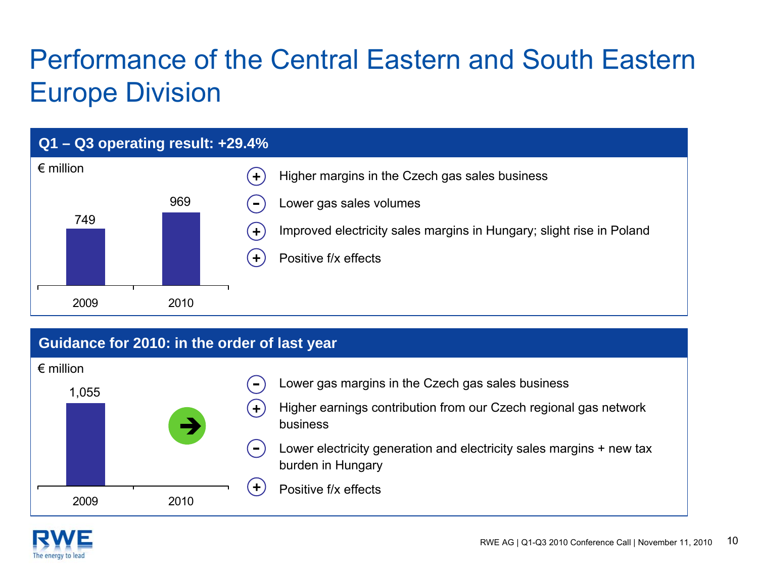# Performance of the Central Eastern and South Eastern Europe Division

## Q1 – Q3 operating result: +29.4%

€ million

| | 2009 | 2010 |
|---|---|---|
| Operating result | 749 | 969 |

- (+) Higher margins in the Czech gas sales business
- (−) Lower gas sales volumes
- (+) Improved electricity sales margins in Hungary; slight rise in Poland
- (+) Positive f/x effects

## Guidance for 2010: in the order of last year

€ million

| | 2009 | 2010 |
|---|---|---|
| Operating result | 1,055 | ➔ |

- (−) Lower gas margins in the Czech gas sales business
- (+) Higher earnings contribution from our Czech regional gas network business
- (−) Lower electricity generation and electricity sales margins + new tax burden in Hungary
- (+) Positive f/x effects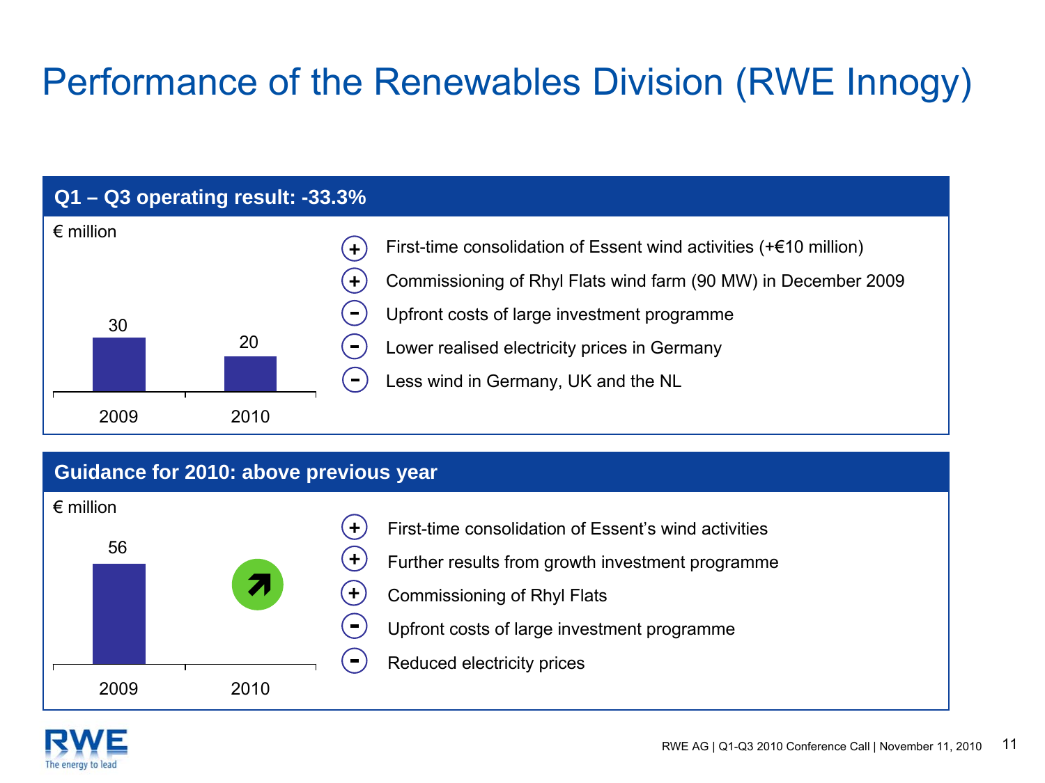# Performance of the Renewables Division (RWE Innogy)

## Q1 – Q3 operating result: -33.3%

€ million

| | 2009 | 2010 |
|---|---|---|
| Operating result | 30 | 20 |

- (+) First-time consolidation of Essent wind activities (+€10 million)
- (+) Commissioning of Rhyl Flats wind farm (90 MW) in December 2009
- (-) Upfront costs of large investment programme
- (-) Lower realised electricity prices in Germany
- (-) Less wind in Germany, UK and the NL

## Guidance for 2010: above previous year

€ million

| | 2009 | 2010 |
|---|---|---|
| Operating result | 56 | ↗ |

- (+) First-time consolidation of Essent's wind activities
- (+) Further results from growth investment programme
- (+) Commissioning of Rhyl Flats
- (-) Upfront costs of large investment programme
- (-) Reduced electricity prices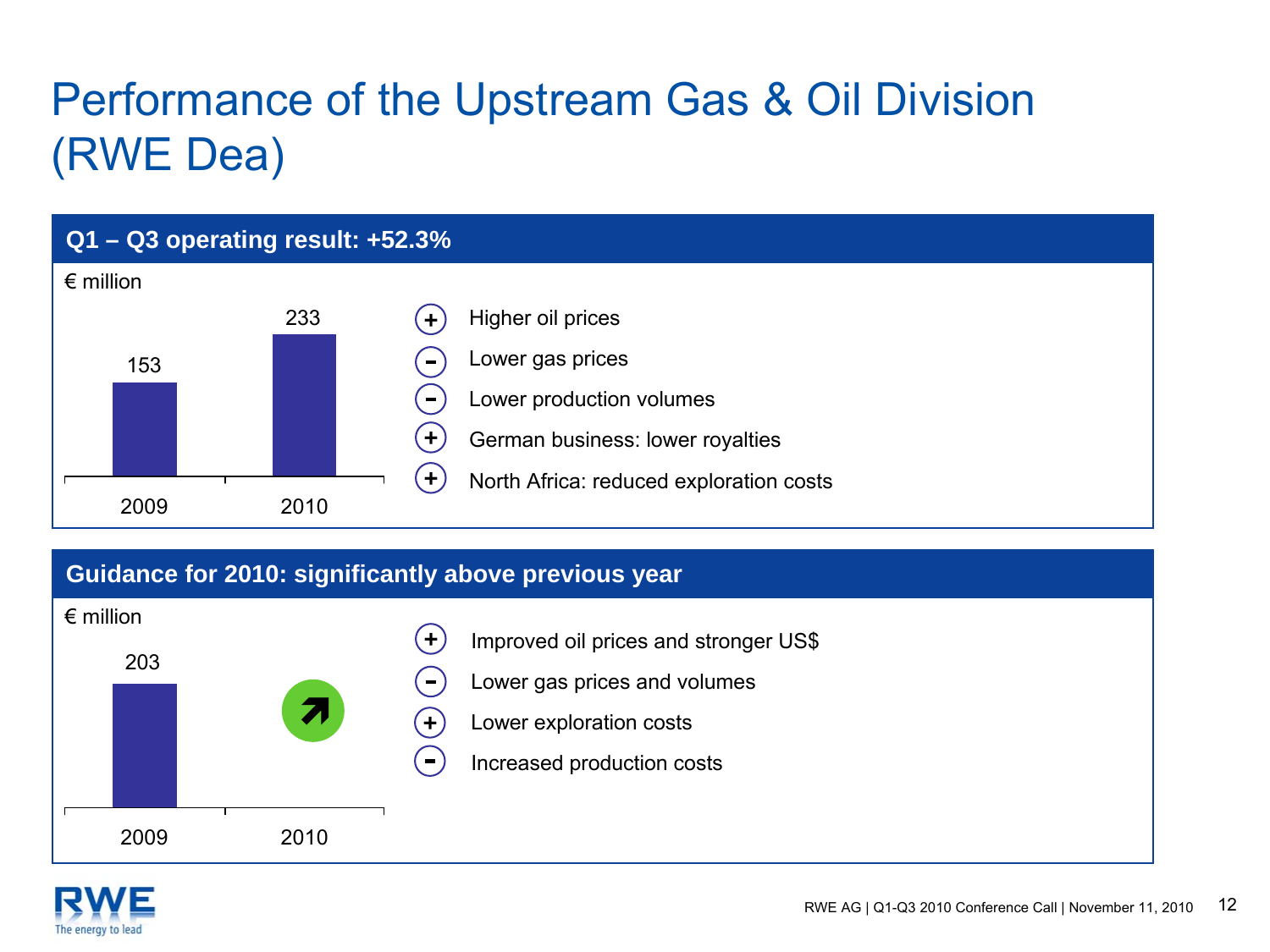# Performance of the Upstream Gas & Oil Division (RWE Dea)

## Q1 – Q3 operating result: +52.3%

€ million

| 2009 | 2010 |
| --- | --- |
| 153 | 233 |

- (+) Higher oil prices
- (–) Lower gas prices
- (–) Lower production volumes
- (+) German business: lower royalties
- (+) North Africa: reduced exploration costs

## Guidance for 2010: significantly above previous year

€ million

| 2009 | 2010 |
| --- | --- |
| 203 | ↗ |

- (+) Improved oil prices and stronger US$
- (–) Lower gas prices and volumes
- (+) Lower exploration costs
- (–) Increased production costs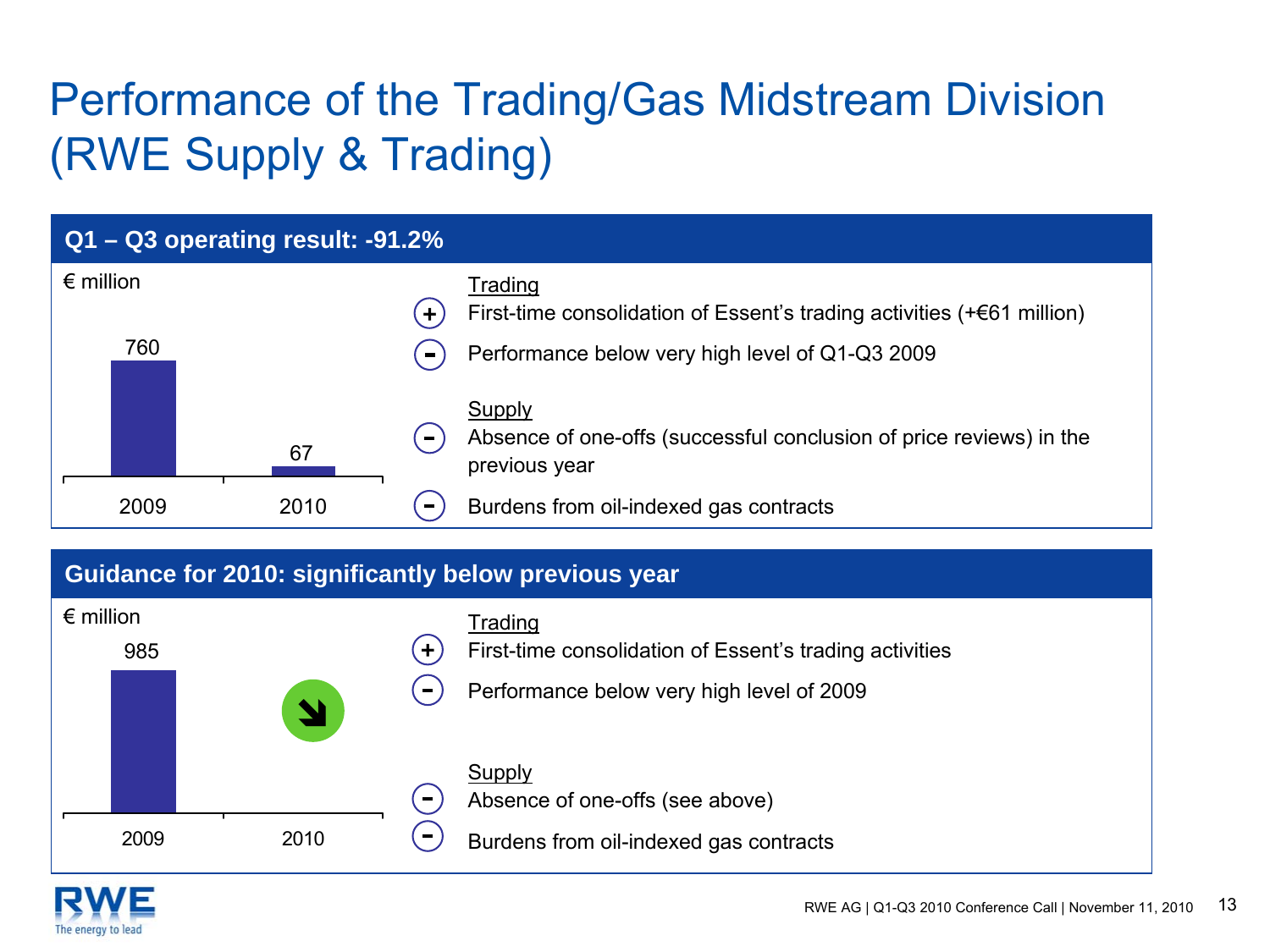# Performance of the Trading/Gas Midstream Division (RWE Supply & Trading)

## Q1 – Q3 operating result: -91.2%

€ million

| 2009 | 2010 |
|---|---|
| 760 | 67 |

Trading

- (+) First-time consolidation of Essent's trading activities (+€61 million)
- (-) Performance below very high level of Q1-Q3 2009

Supply

- (-) Absence of one-offs (successful conclusion of price reviews) in the previous year
- (-) Burdens from oil-indexed gas contracts

## Guidance for 2010: significantly below previous year

€ million

| 2009 | 2010 |
|---|---|
| 985 | ↘ |

Trading

- (+) First-time consolidation of Essent's trading activities
- (-) Performance below very high level of 2009

Supply

- (-) Absence of one-offs (see above)
- (-) Burdens from oil-indexed gas contracts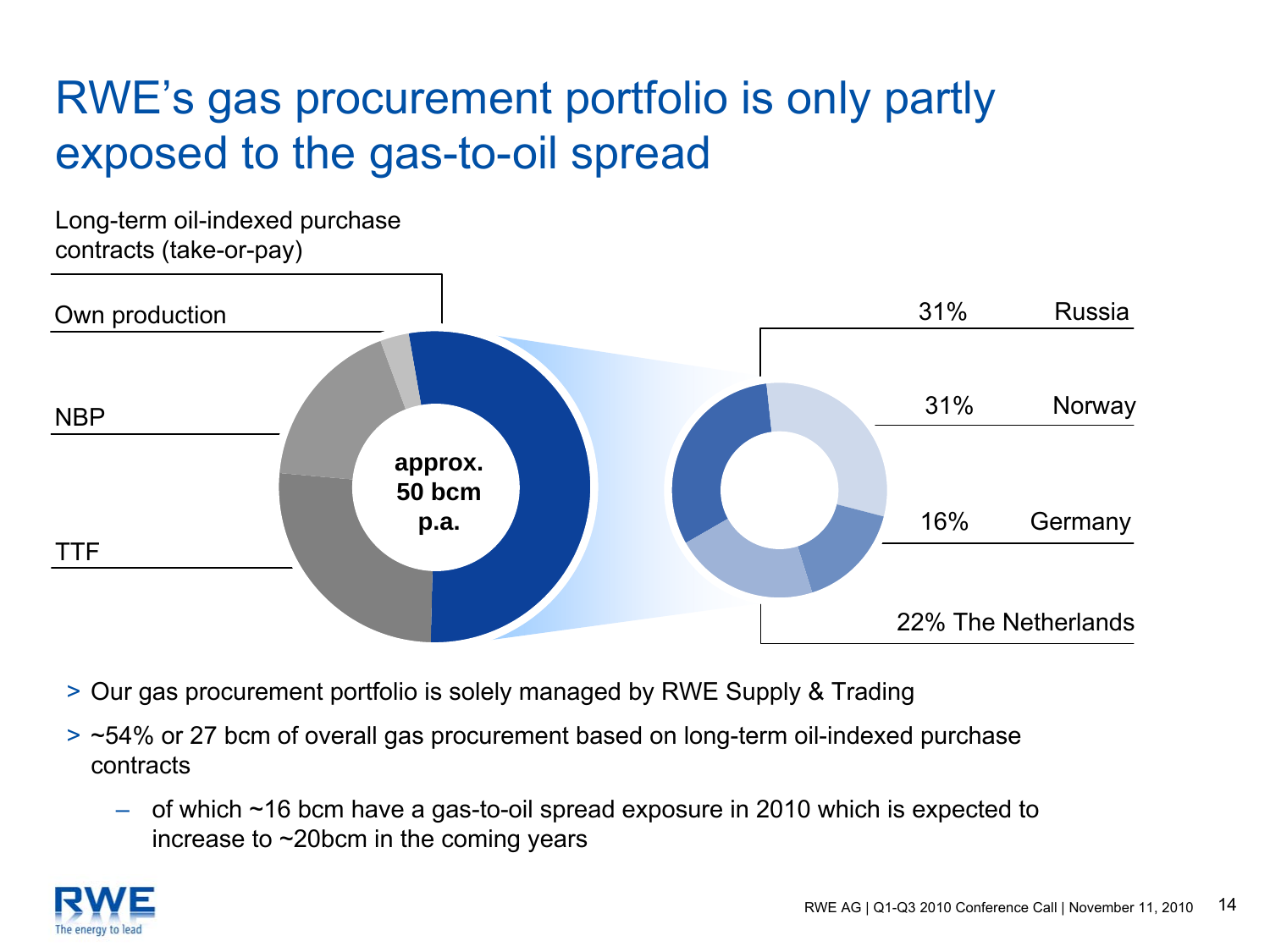# RWE's gas procurement portfolio is only partly exposed to the gas-to-oil spread

Long-term oil-indexed purchase contracts (take-or-pay)

Own production

NBP

TTF

approx. 50 bcm p.a.

| Share | Country |
|---|---|
| 31% | Russia |
| 31% | Norway |
| 16% | Germany |
| 22% | The Netherlands |

- Our gas procurement portfolio is solely managed by RWE Supply & Trading
- ~54% or 27 bcm of overall gas procurement based on long-term oil-indexed purchase contracts
  - of which ~16 bcm have a gas-to-oil spread exposure in 2010 which is expected to increase to ~20bcm in the coming years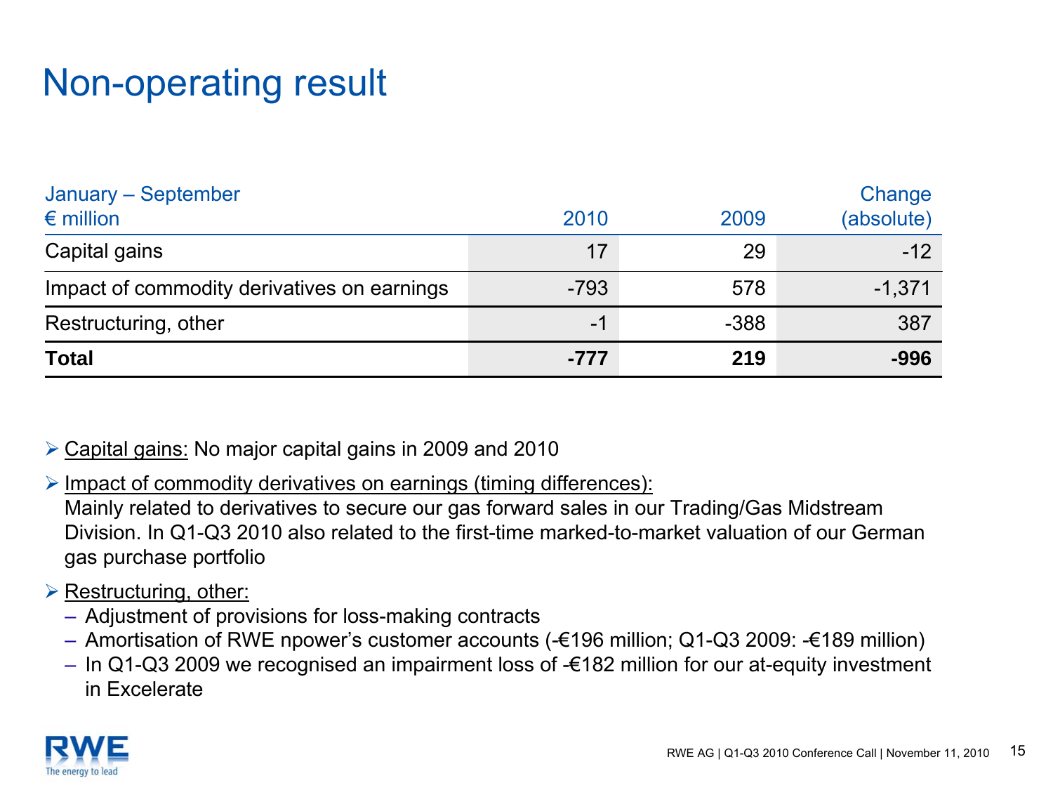# Non-operating result

| January – September<br>€ million | 2010 | 2009 | Change<br>(absolute) |
|---|---|---|---|
| Capital gains | 17 | 29 | -12 |
| Impact of commodity derivatives on earnings | -793 | 578 | -1,371 |
| Restructuring, other | -1 | -388 | 387 |
| **Total** | **-777** | **219** | **-996** |

- Capital gains: No major capital gains in 2009 and 2010
- Impact of commodity derivatives on earnings (timing differences):
  Mainly related to derivatives to secure our gas forward sales in our Trading/Gas Midstream Division. In Q1-Q3 2010 also related to the first-time marked-to-market valuation of our German gas purchase portfolio
- Restructuring, other:
  - Adjustment of provisions for loss-making contracts
  - Amortisation of RWE npower's customer accounts (-€196 million; Q1-Q3 2009: -€189 million)
  - In Q1-Q3 2009 we recognised an impairment loss of -€182 million for our at-equity investment in Excelerate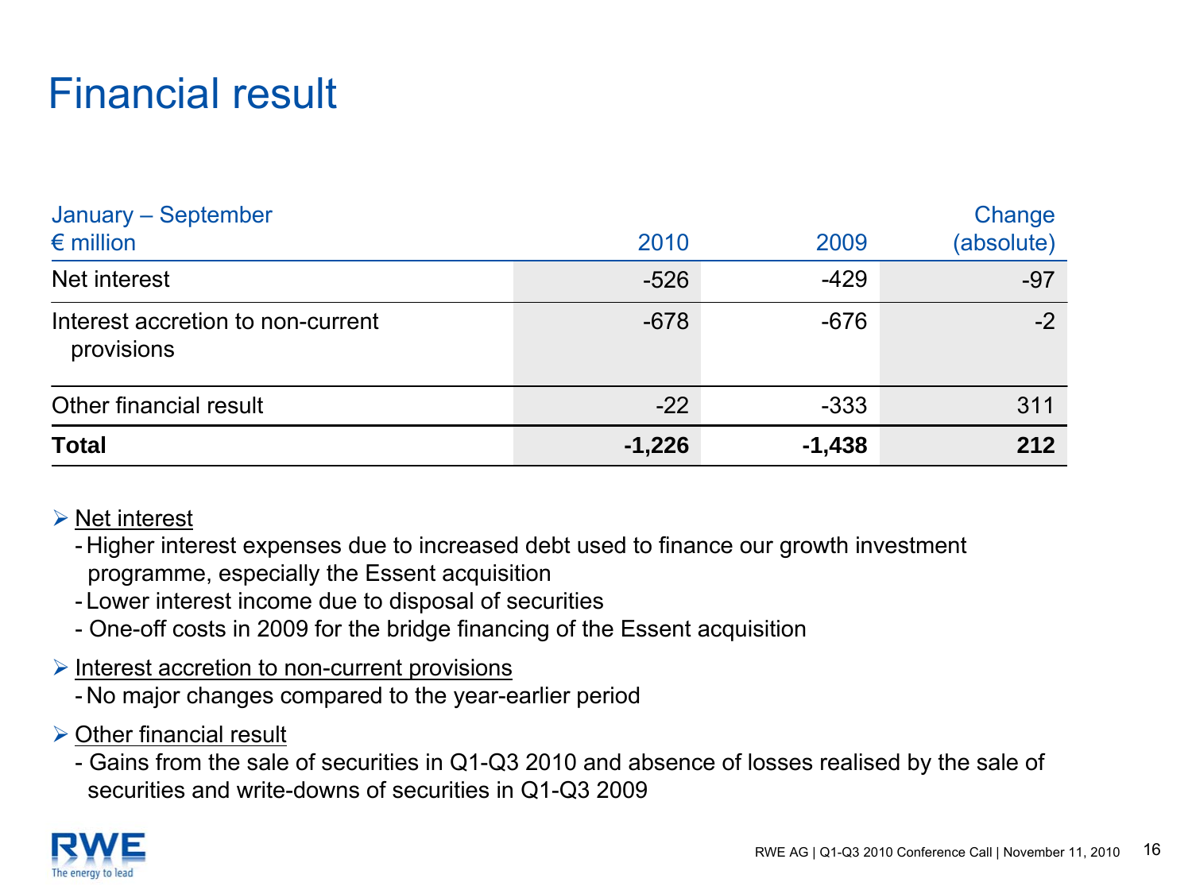# Financial result

| January – September<br>€ million | 2010 | 2009 | Change (absolute) |
|---|---|---|---|
| Net interest | -526 | -429 | -97 |
| Interest accretion to non-current provisions | -678 | -676 | -2 |
| Other financial result | -22 | -333 | 311 |
| **Total** | **-1,226** | **-1,438** | **212** |

- Net interest
  - Higher interest expenses due to increased debt used to finance our growth investment programme, especially the Essent acquisition
  - Lower interest income due to disposal of securities
  - One-off costs in 2009 for the bridge financing of the Essent acquisition
- Interest accretion to non-current provisions
  - No major changes compared to the year-earlier period
- Other financial result
  - Gains from the sale of securities in Q1-Q3 2010 and absence of losses realised by the sale of securities and write-downs of securities in Q1-Q3 2009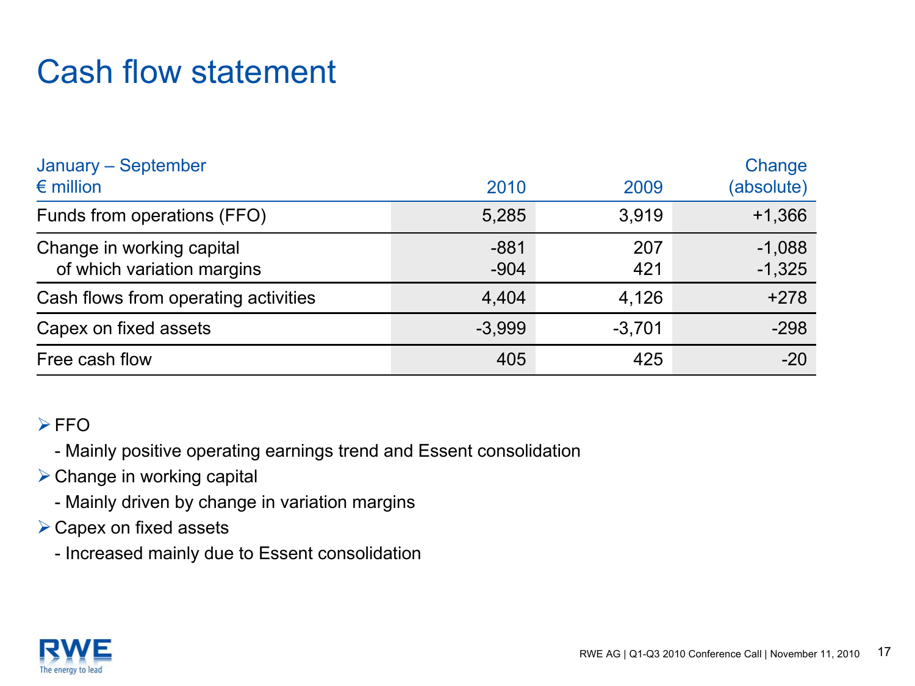# Cash flow statement

| January – September<br>€ million | 2010 | 2009 | Change (absolute) |
|---|---|---|---|
| Funds from operations (FFO) | 5,285 | 3,919 | +1,366 |
| Change in working capital | -881 | 207 | -1,088 |
| of which variation margins | -904 | 421 | -1,325 |
| Cash flows from operating activities | 4,404 | 4,126 | +278 |
| Capex on fixed assets | -3,999 | -3,701 | -298 |
| Free cash flow | 405 | 425 | -20 |

- FFO
  - Mainly positive operating earnings trend and Essent consolidation
- Change in working capital
  - Mainly driven by change in variation margins
- Capex on fixed assets
  - Increased mainly due to Essent consolidation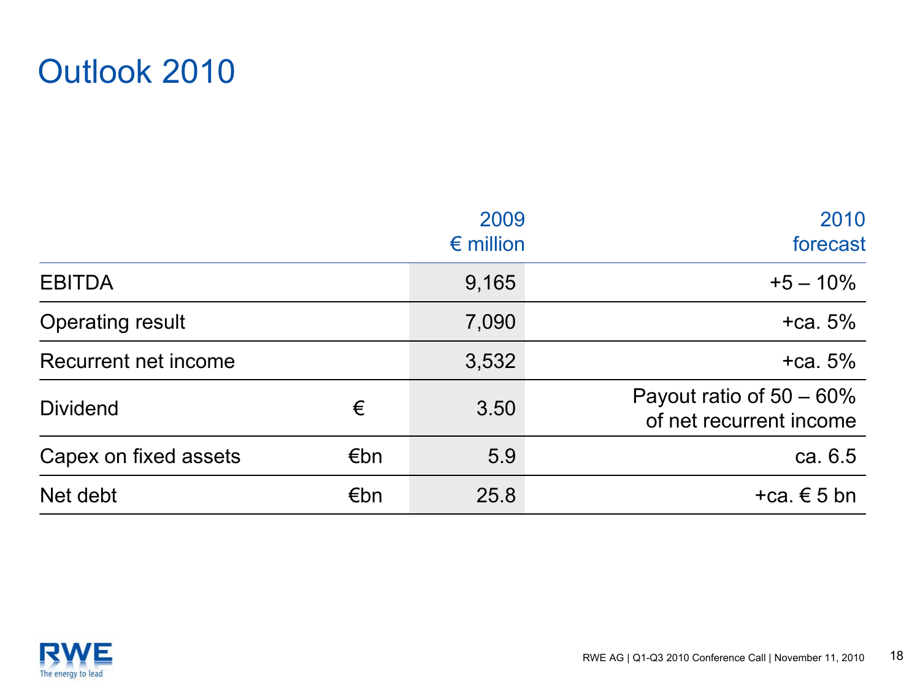# Outlook 2010

| | | 2009<br>€ million | 2010<br>forecast |
|---|---|---|---|
| EBITDA | | 9,165 | +5 – 10% |
| Operating result | | 7,090 | +ca. 5% |
| Recurrent net income | | 3,532 | +ca. 5% |
| Dividend | € | 3.50 | Payout ratio of 50 – 60% of net recurrent income |
| Capex on fixed assets | €bn | 5.9 | ca. 6.5 |
| Net debt | €bn | 25.8 | +ca. € 5 bn |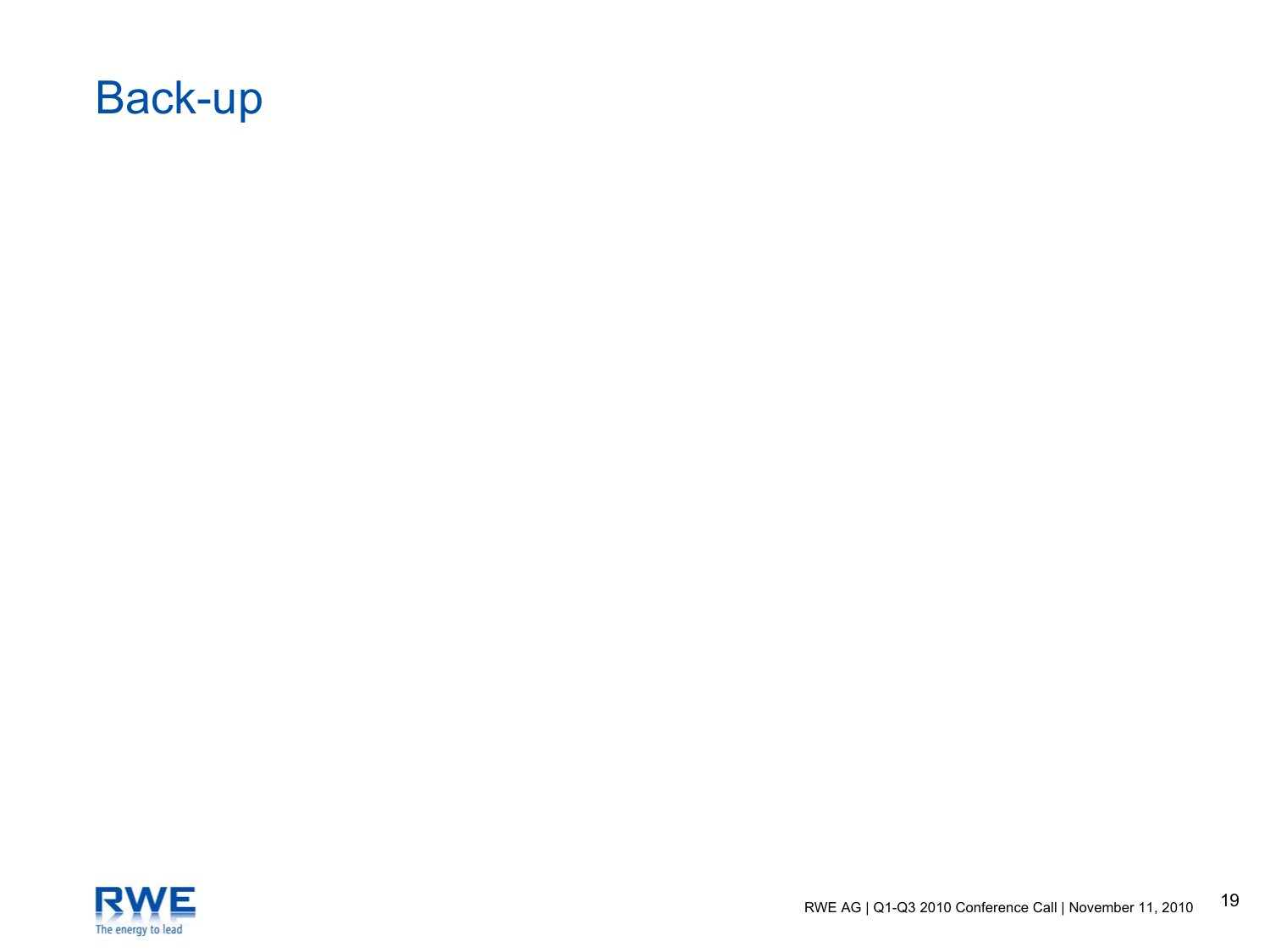# Back-up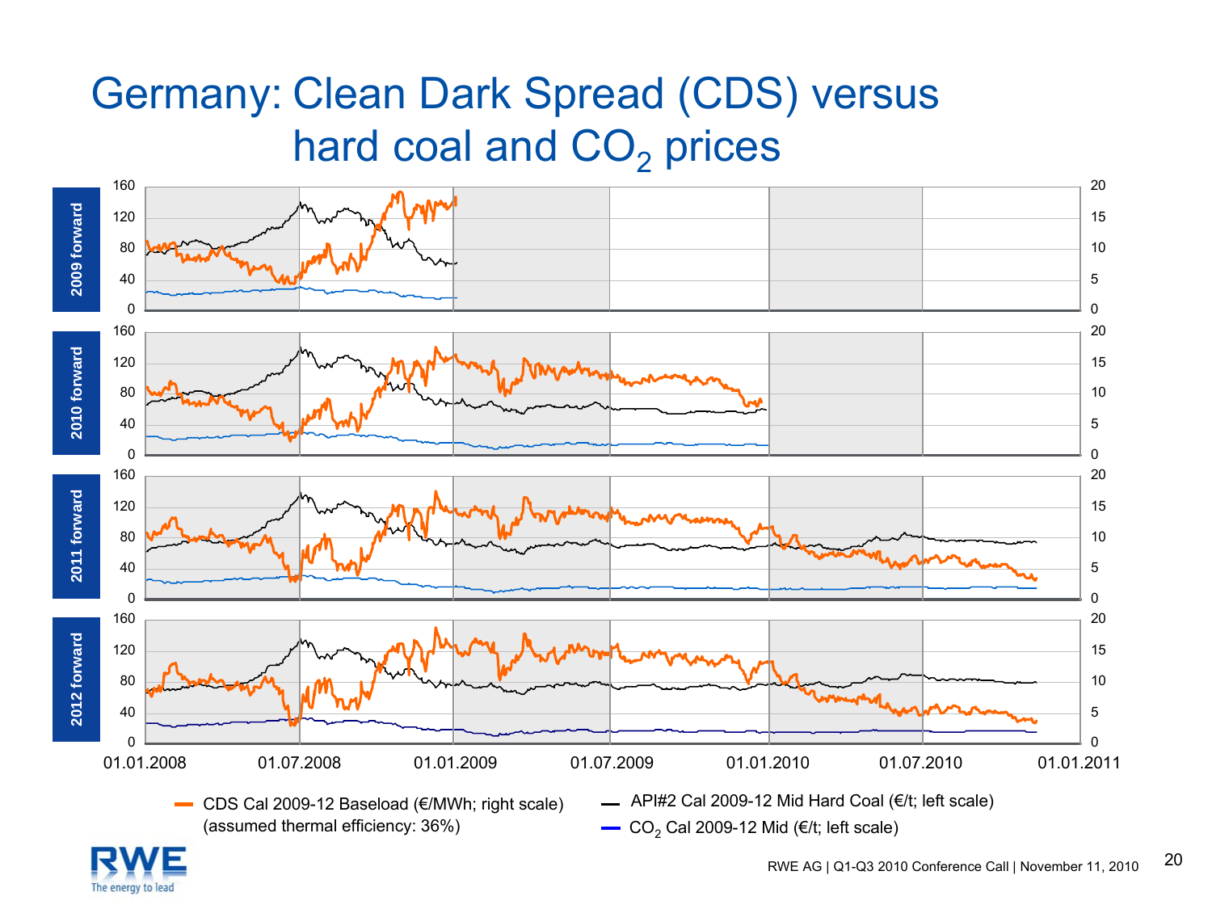# Germany: Clean Dark Spread (CDS) versus hard coal and $CO_2$ prices

2009 forward

2010 forward

2011 forward

2012 forward

Left scale: 0, 40, 80, 120, 160

Right scale: 0, 5, 10, 15, 20

01.01.2008 | 01.07.2008 | 01.01.2009 | 01.07.2009 | 01.01.2010 | 01.07.2010 | 01.01.2011

- CDS Cal 2009-12 Baseload (€/MWh; right scale) (assumed thermal efficiency: 36%)
- API#2 Cal 2009-12 Mid Hard Coal (€/t; left scale)
- $CO_2$ Cal 2009-12 Mid (€/t; left scale)

RWE AG | Q1-Q3 2010 Conference Call | November 11, 2010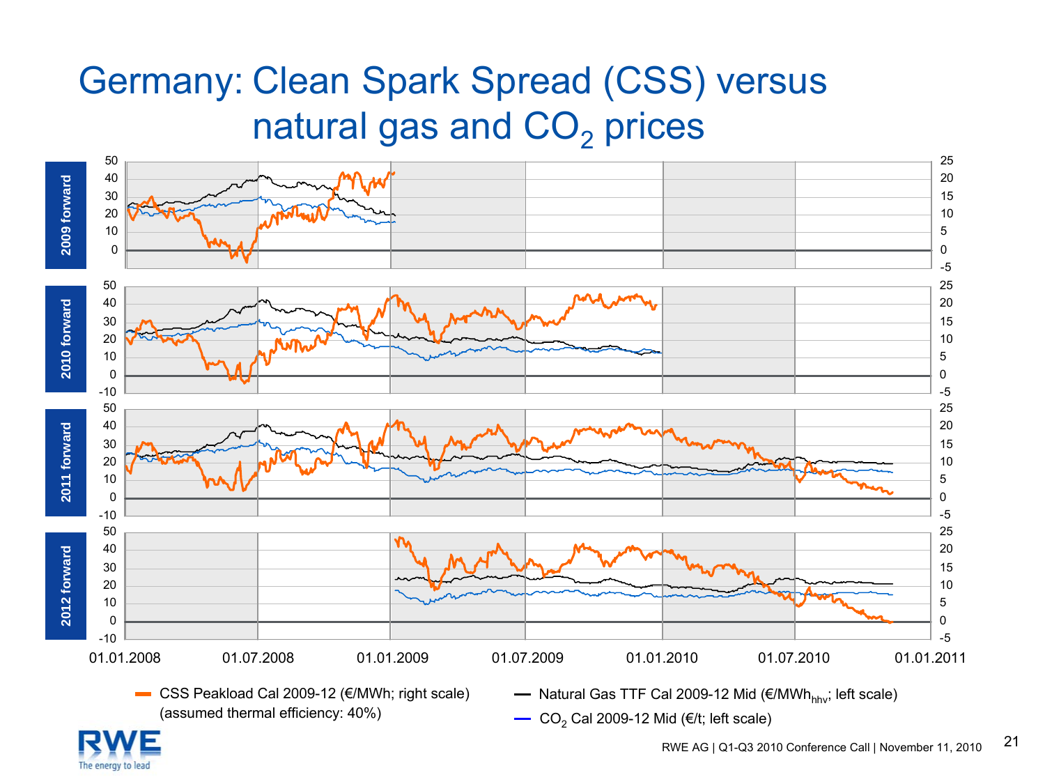# Germany: Clean Spark Spread (CSS) versus natural gas and $CO_2$ prices

2009 forward

2010 forward

2011 forward

2012 forward

01.01.2008 01.07.2008 01.01.2009 01.07.2009 01.01.2010 01.07.2010 01.01.2011

- CSS Peakload Cal 2009-12 (€/MWh; right scale) (assumed thermal efficiency: 40%)
- Natural Gas TTF Cal 2009-12 Mid (€/$MWh_{hhv}$; left scale)
- $CO_2$ Cal 2009-12 Mid (€/t; left scale)

RWE AG | Q1-Q3 2010 Conference Call | November 11, 2010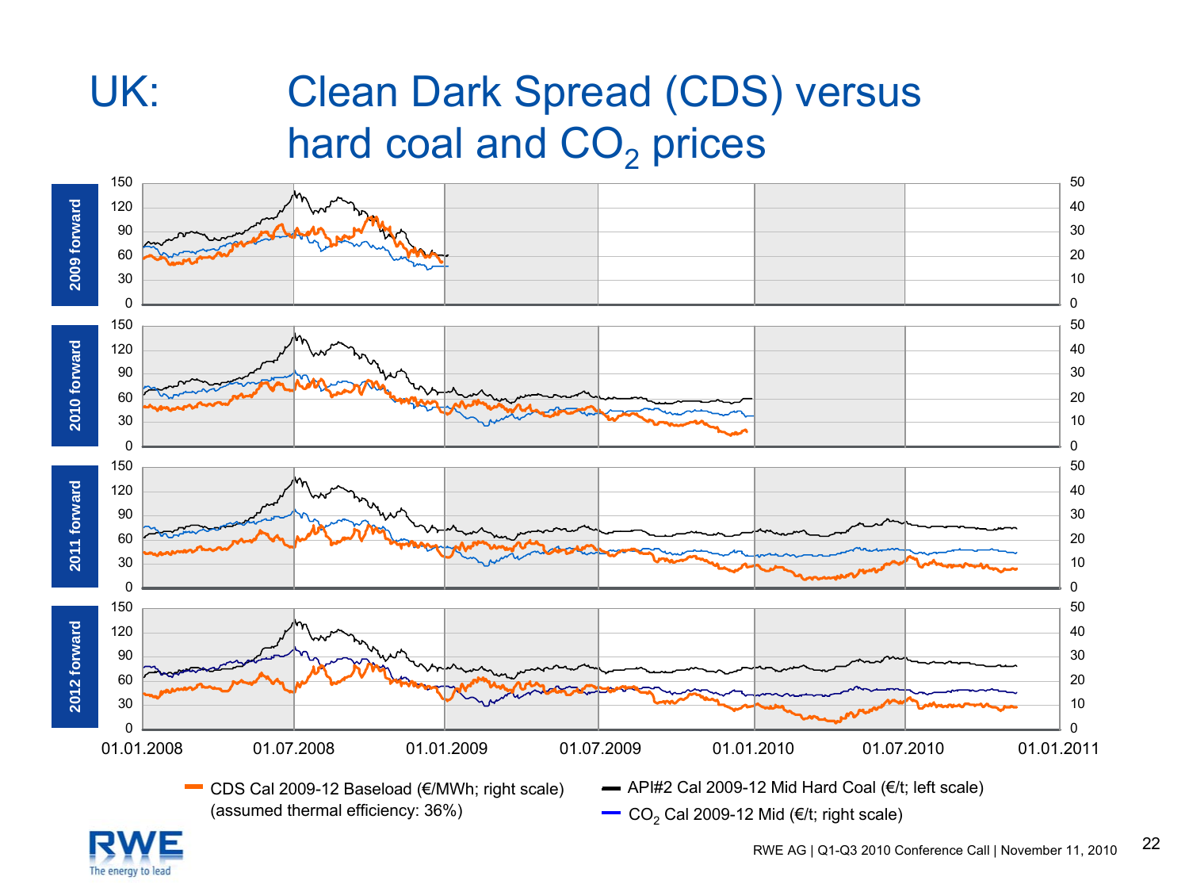# UK: Clean Dark Spread (CDS) versus hard coal and $CO_2$ prices

2009 forward

2010 forward

2011 forward

2012 forward

Left scale: 0, 30, 60, 90, 120, 150

Right scale: 0, 10, 20, 30, 40, 50

01.01.2008 | 01.07.2008 | 01.01.2009 | 01.07.2009 | 01.01.2010 | 01.07.2010 | 01.01.2011

- CDS Cal 2009-12 Baseload (€/MWh; right scale) (assumed thermal efficiency: 36%)
- API#2 Cal 2009-12 Mid Hard Coal (€/t; left scale)
- $CO_2$ Cal 2009-12 Mid (€/t; right scale)

RWE AG | Q1-Q3 2010 Conference Call | November 11, 2010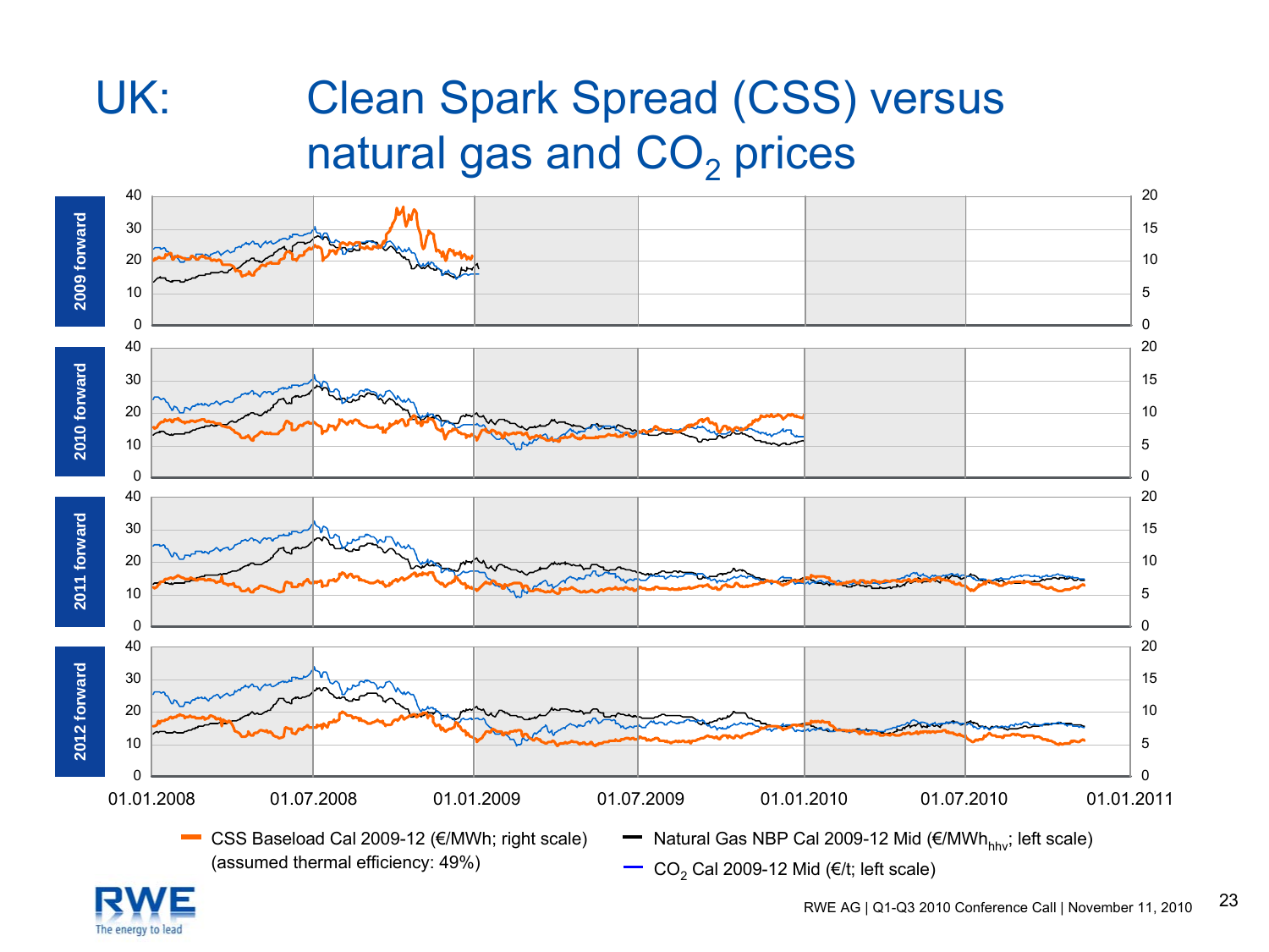# UK: Clean Spark Spread (CSS) versus natural gas and $CO_2$ prices

2009 forward

2010 forward

2011 forward

2012 forward

Left scale: 0, 10, 20, 30, 40 — Right scale: 0, 5, 10, 15, 20

01.01.2008 | 01.07.2008 | 01.01.2009 | 01.07.2009 | 01.01.2010 | 01.07.2010 | 01.01.2011

- CSS Baseload Cal 2009-12 (€/MWh; right scale) (assumed thermal efficiency: 49%)
- Natural Gas NBP Cal 2009-12 Mid (€/$MWh_{hhv}$; left scale)
- $CO_2$ Cal 2009-12 Mid (€/t; left scale)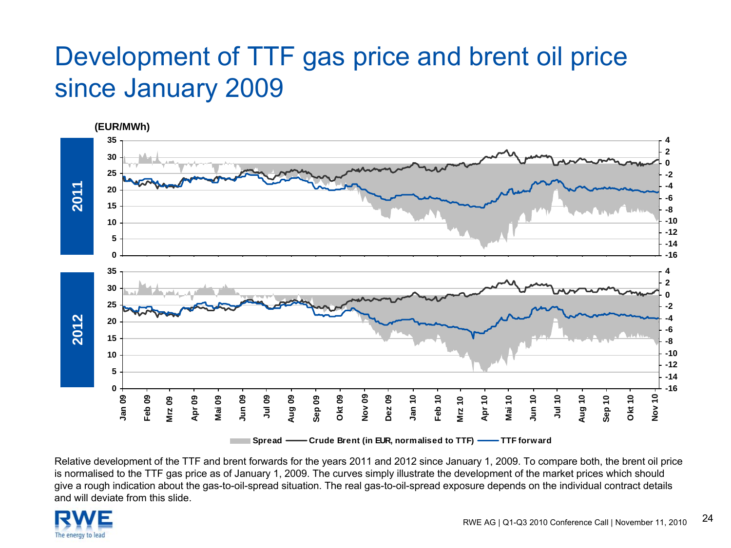# Development of TTF gas price and brent oil price since January 2009

(EUR/MWh)

**2011**

**2012**

Spread — Crude Brent (in EUR, normalised to TTF) — TTF forward

Relative development of the TTF and brent forwards for the years 2011 and 2012 since January 1, 2009. To compare both, the brent oil price is normalised to the TTF gas price as of January 1, 2009. The curves simply illustrate the development of the market prices which should give a rough indication about the gas-to-oil-spread situation. The real gas-to-oil-spread exposure depends on the individual contract details and will deviate from this slide.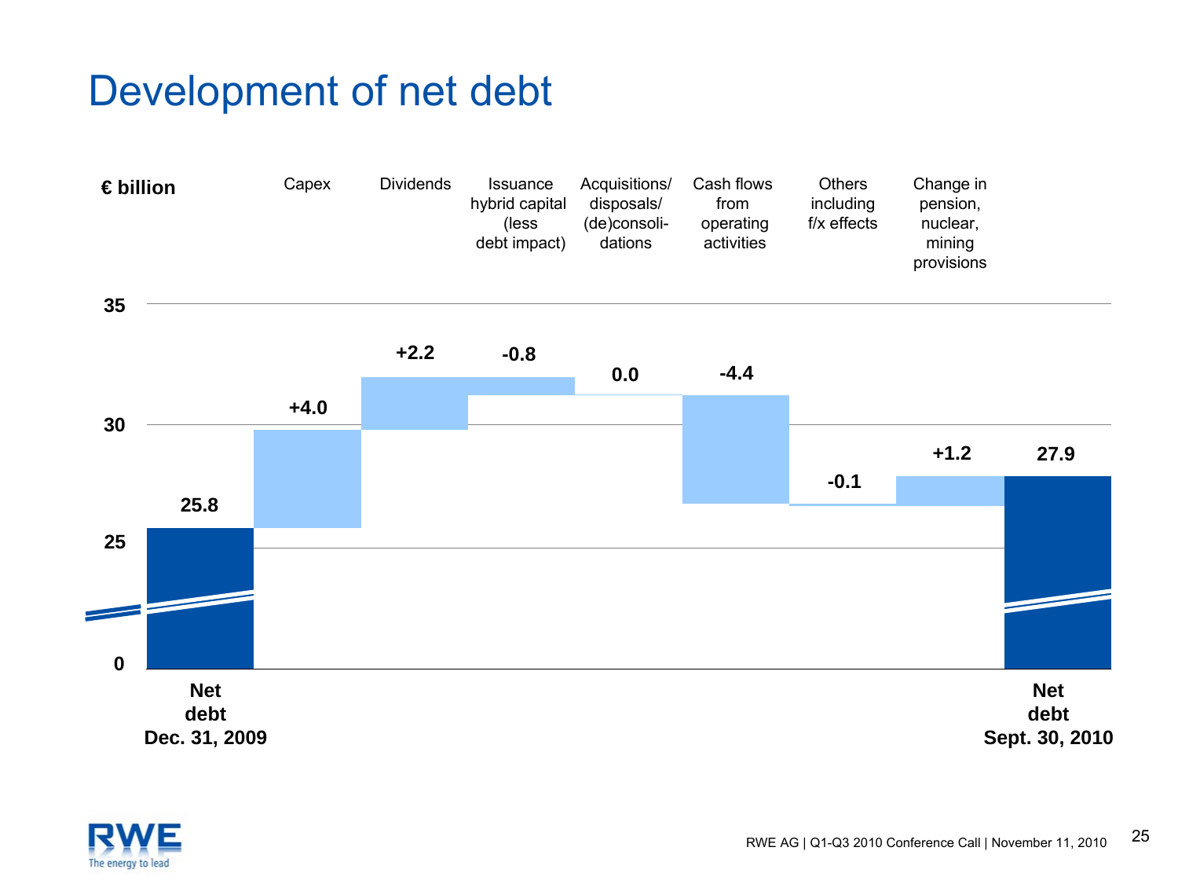# Development of net debt

€ billion

| | Net debt Dec. 31, 2009 | Capex | Dividends | Issuance hybrid capital (less debt impact) | Acquisitions/ disposals/ (de)consoli-dations | Cash flows from operating activities | Others including f/x effects | Change in pension, nuclear, mining provisions | Net debt Sept. 30, 2010 |
|---|---|---|---|---|---|---|---|---|---|
| € billion | 25.8 | +4.0 | +2.2 | -0.8 | 0.0 | -4.4 | -0.1 | +1.2 | 27.9 |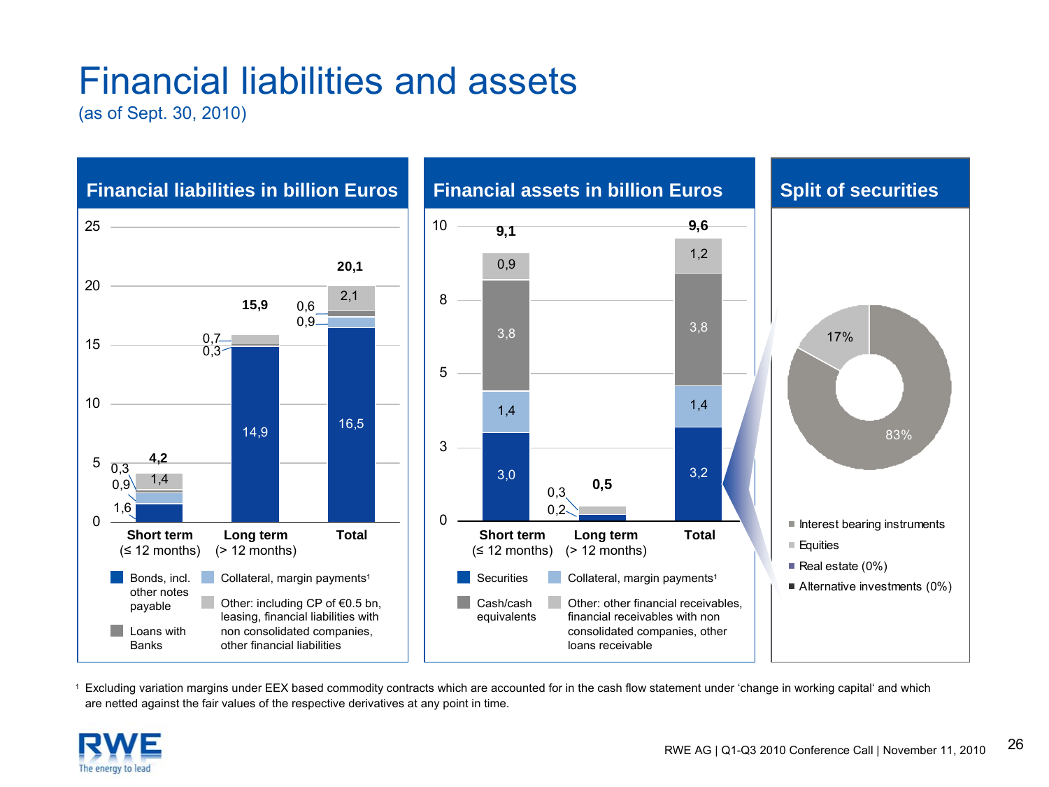# Financial liabilities and assets

(as of Sept. 30, 2010)

## Financial liabilities in billion Euros

| | Short term (≤ 12 months) | Long term (> 12 months) | Total |
|---|---|---|---|
| Bonds, incl. other notes payable | 1,6 | 14,9 | 16,5 |
| Collateral, margin payments[1] | 0,9 | 0,3 | 0,9 |
| Loans with Banks | 0,3 | | 0,6 |
| Other: including CP of €0.5 bn, leasing, financial liabilities with non consolidated companies, other financial liabilities | 1,4 | 0,7 | 2,1 |
| **Total** | **4,2** | **15,9** | **20,1** |

## Financial assets in billion Euros

| | Short term (≤ 12 months) | Long term (> 12 months) | Total |
|---|---|---|---|
| Securities | 3,0 | 0,2 | 3,2 |
| Collateral, margin payments[1] | 1,4 | | 1,4 |
| Cash/cash equivalents | 3,8 | | 3,8 |
| Other: other financial receivables, financial receivables with non consolidated companies, other loans receivable | 0,9 | 0,3 | 1,2 |
| **Total** | **9,1** | **0,5** | **9,6** |

## Split of securities

- Interest bearing instruments: 83%
- Equities: 17%
- Real estate (0%)
- Alternative investments (0%)

[1] Excluding variation margins under EEX based commodity contracts which are accounted for in the cash flow statement under 'change in working capital' and which are netted against the fair values of the respective derivatives at any point in time.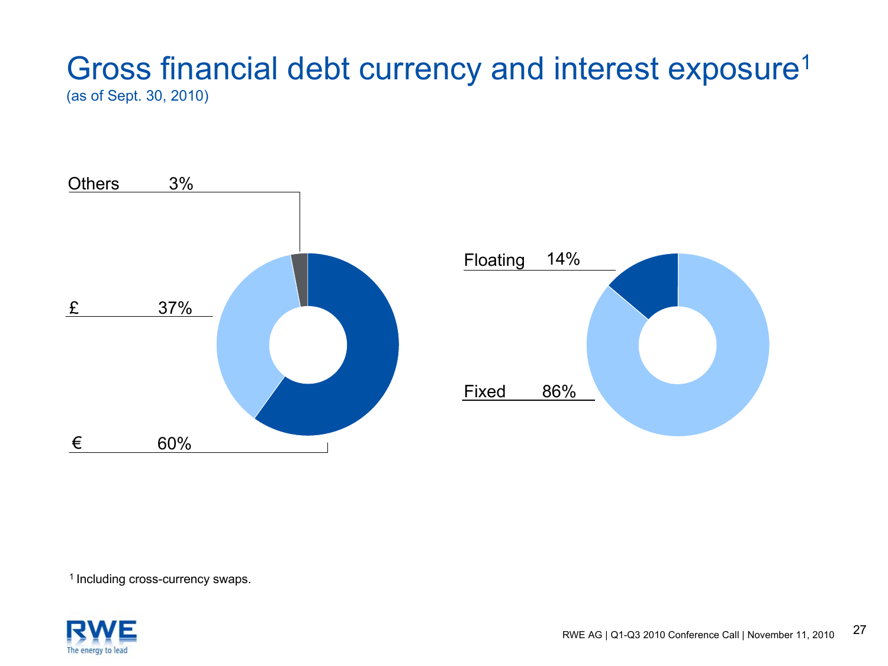# Gross financial debt currency and interest exposure[1]

(as of Sept. 30, 2010)

| Currency | Share |
| --- | --- |
| Others | 3% |
| £ | 37% |
| € | 60% |

| Interest | Share |
| --- | --- |
| Floating | 14% |
| Fixed | 86% |

[1] Including cross-currency swaps.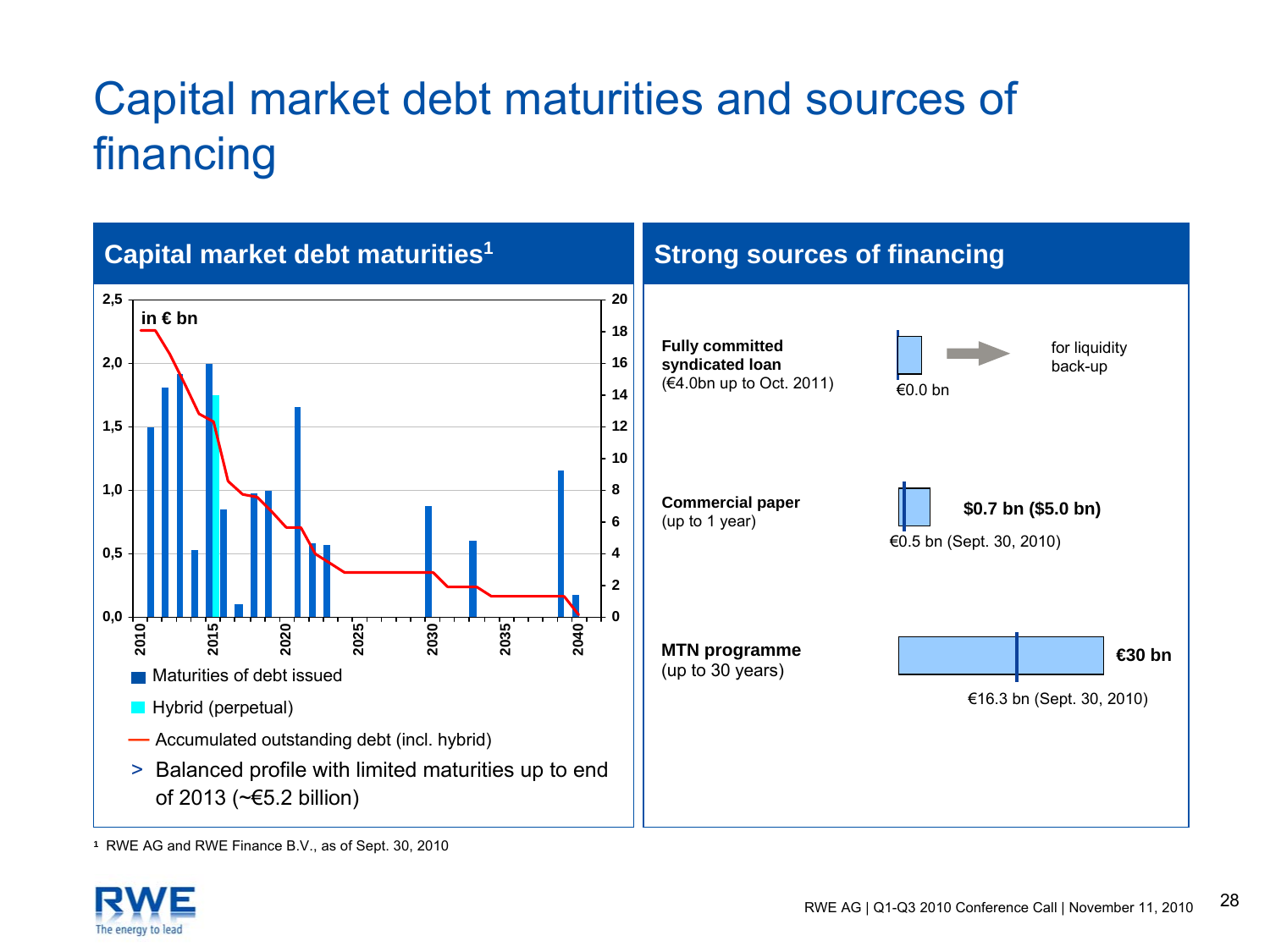# Capital market debt maturities and sources of financing

## Capital market debt maturities¹

in € bn

2,5
2,0
1,5
1,0
0,5
0,0

20
18
16
14
12
10
8
6
4
2
0

2010
2015
2020
2025
2030
2035
2040

Maturities of debt issued

Hybrid (perpetual)

Accumulated outstanding debt (incl. hybrid)

> Balanced profile with limited maturities up to end of 2013 (~€5.2 billion)

## Strong sources of financing

**Fully committed syndicated loan**
(€4.0bn up to Oct. 2011)

€0.0 bn

for liquidity back-up

**Commercial paper**
(up to 1 year)

**$0.7 bn ($5.0 bn)**

€0.5 bn (Sept. 30, 2010)

**MTN programme**
(up to 30 years)

**€30 bn**

€16.3 bn (Sept. 30, 2010)

¹ RWE AG and RWE Finance B.V., as of Sept. 30, 2010